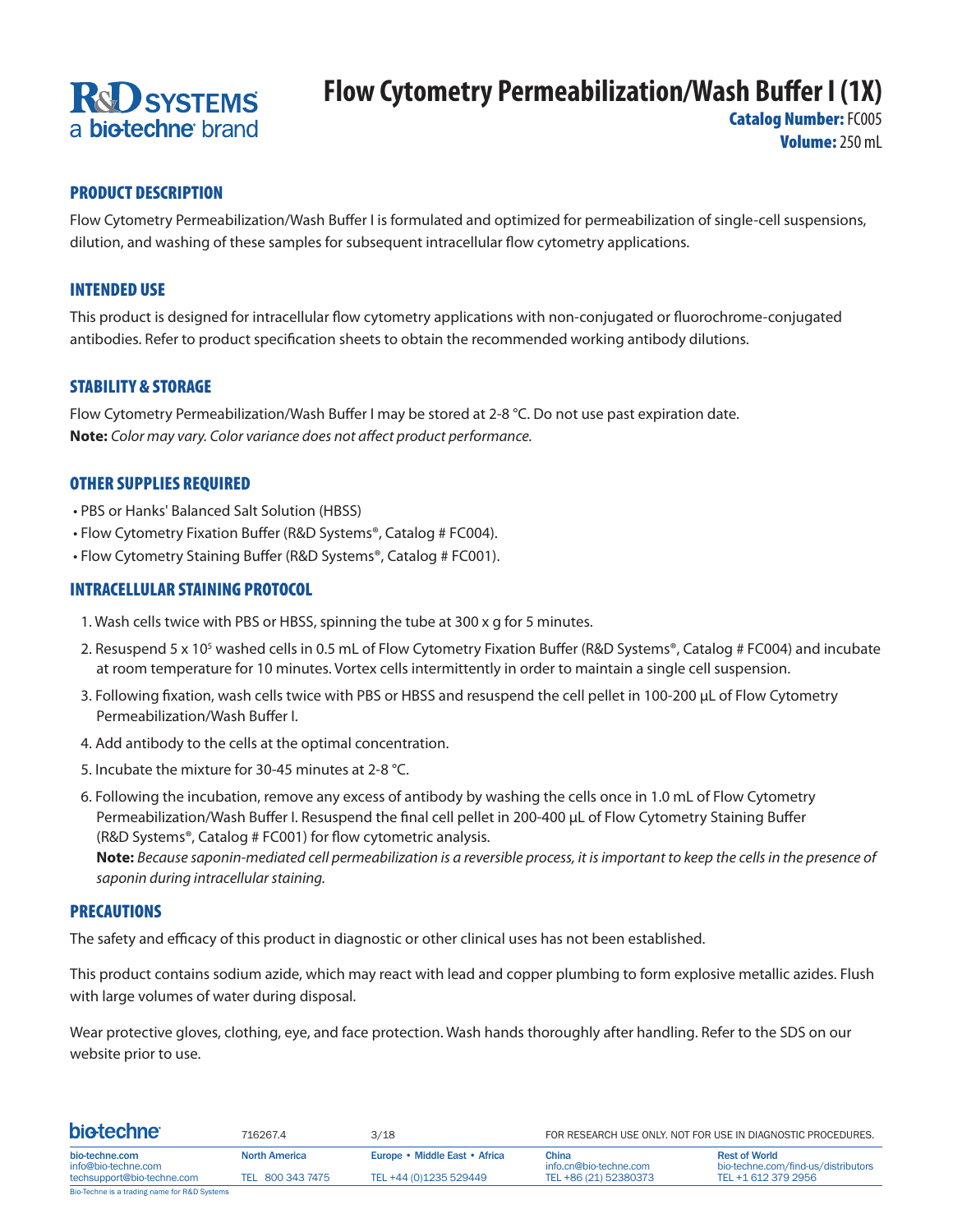R&D SYSTEMS
a bio-techne brand

# Flow Cytometry Permeabilization/Wash Buffer I (1X)

**Catalog Number:** FC005
**Volume:** 250 mL

## PRODUCT DESCRIPTION

Flow Cytometry Permeabilization/Wash Buffer I is formulated and optimized for permeabilization of single-cell suspensions, dilution, and washing of these samples for subsequent intracellular flow cytometry applications.

## INTENDED USE

This product is designed for intracellular flow cytometry applications with non-conjugated or fluorochrome-conjugated antibodies. Refer to product specification sheets to obtain the recommended working antibody dilutions.

## STABILITY & STORAGE

Flow Cytometry Permeabilization/Wash Buffer I may be stored at 2-8 °C. Do not use past expiration date.
**Note:** *Color may vary. Color variance does not affect product performance.*

## OTHER SUPPLIES REQUIRED

- PBS or Hanks' Balanced Salt Solution (HBSS)
- Flow Cytometry Fixation Buffer (R&D Systems®, Catalog # FC004).
- Flow Cytometry Staining Buffer (R&D Systems®, Catalog # FC001).

## INTRACELLULAR STAINING PROTOCOL

1. Wash cells twice with PBS or HBSS, spinning the tube at 300 x g for 5 minutes.
2. Resuspend 5 x $10^5$ washed cells in 0.5 mL of Flow Cytometry Fixation Buffer (R&D Systems®, Catalog # FC004) and incubate at room temperature for 10 minutes. Vortex cells intermittently in order to maintain a single cell suspension.
3. Following fixation, wash cells twice with PBS or HBSS and resuspend the cell pellet in 100-200 µL of Flow Cytometry Permeabilization/Wash Buffer I.
4. Add antibody to the cells at the optimal concentration.
5. Incubate the mixture for 30-45 minutes at 2-8 °C.
6. Following the incubation, remove any excess of antibody by washing the cells once in 1.0 mL of Flow Cytometry Permeabilization/Wash Buffer I. Resuspend the final cell pellet in 200-400 µL of Flow Cytometry Staining Buffer (R&D Systems®, Catalog # FC001) for flow cytometric analysis.
   **Note:** *Because saponin-mediated cell permeabilization is a reversible process, it is important to keep the cells in the presence of saponin during intracellular staining.*

## PRECAUTIONS

The safety and efficacy of this product in diagnostic or other clinical uses has not been established.

This product contains sodium azide, which may react with lead and copper plumbing to form explosive metallic azides. Flush with large volumes of water during disposal.

Wear protective gloves, clothing, eye, and face protection. Wash hands thoroughly after handling. Refer to the SDS on our website prior to use.

bio-techne | 716267.4 | 3/18 | FOR RESEARCH USE ONLY. NOT FOR USE IN DIAGNOSTIC PROCEDURES.

| bio-techne.com | North America | Europe • Middle East • Africa | China | Rest of World |
| --- | --- | --- | --- | --- |
| info@bio-techne.com | | | info.cn@bio-techne.com | bio-techne.com/find-us/distributors |
| techsupport@bio-techne.com | TEL 800 343 7475 | TEL +44 (0)1235 529449 | TEL +86 (21) 52380373 | TEL +1 612 379 2956 |

Bio-Techne is a trading name for R&D Systems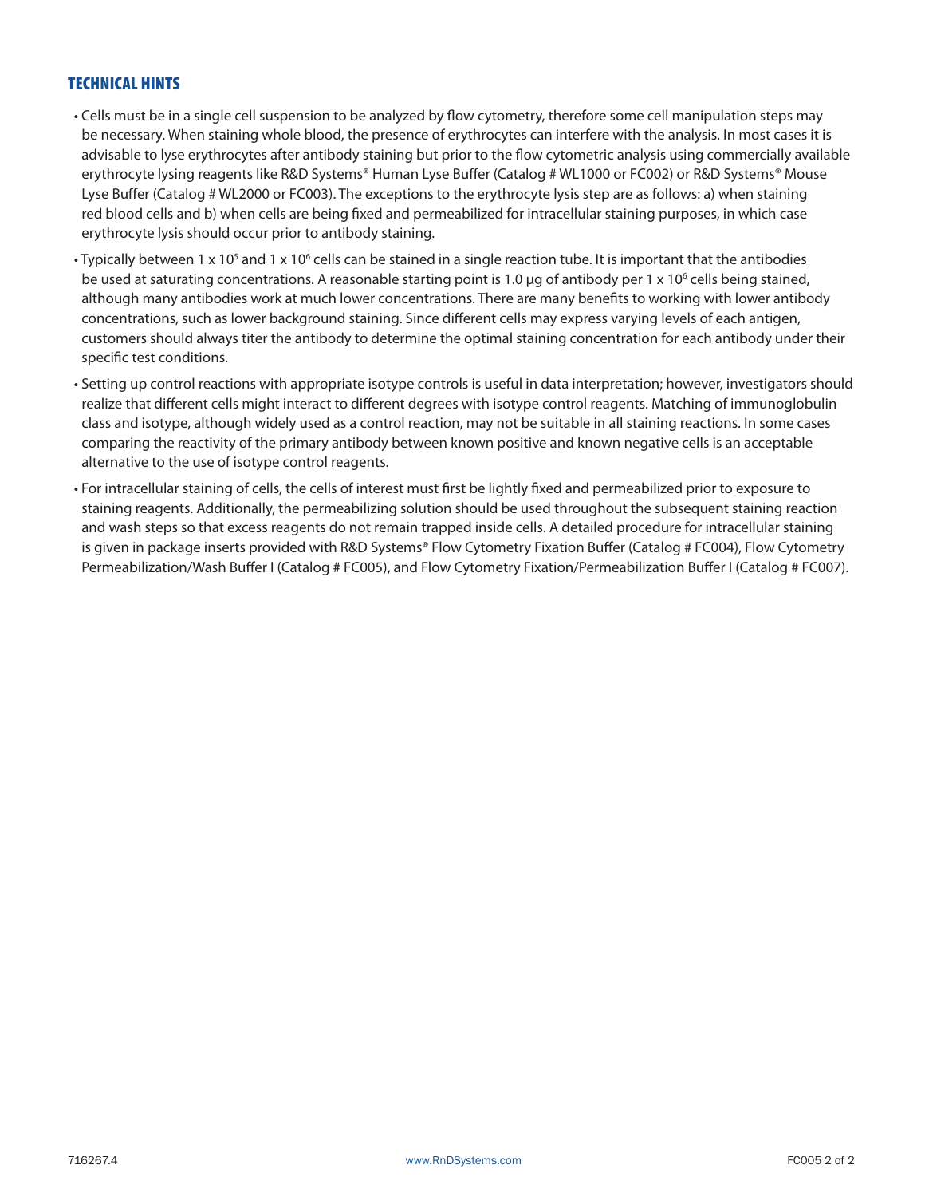## TECHNICAL HINTS

- Cells must be in a single cell suspension to be analyzed by flow cytometry, therefore some cell manipulation steps may be necessary. When staining whole blood, the presence of erythrocytes can interfere with the analysis. In most cases it is advisable to lyse erythrocytes after antibody staining but prior to the flow cytometric analysis using commercially available erythrocyte lysing reagents like R&D Systems® Human Lyse Buffer (Catalog # WL1000 or FC002) or R&D Systems® Mouse Lyse Buffer (Catalog # WL2000 or FC003). The exceptions to the erythrocyte lysis step are as follows: a) when staining red blood cells and b) when cells are being fixed and permeabilized for intracellular staining purposes, in which case erythrocyte lysis should occur prior to antibody staining.
- Typically between $1 \times 10^5$ and $1 \times 10^6$ cells can be stained in a single reaction tube. It is important that the antibodies be used at saturating concentrations. A reasonable starting point is 1.0 µg of antibody per $1 \times 10^6$ cells being stained, although many antibodies work at much lower concentrations. There are many benefits to working with lower antibody concentrations, such as lower background staining. Since different cells may express varying levels of each antigen, customers should always titer the antibody to determine the optimal staining concentration for each antibody under their specific test conditions.
- Setting up control reactions with appropriate isotype controls is useful in data interpretation; however, investigators should realize that different cells might interact to different degrees with isotype control reagents. Matching of immunoglobulin class and isotype, although widely used as a control reaction, may not be suitable in all staining reactions. In some cases comparing the reactivity of the primary antibody between known positive and known negative cells is an acceptable alternative to the use of isotype control reagents.
- For intracellular staining of cells, the cells of interest must first be lightly fixed and permeabilized prior to exposure to staining reagents. Additionally, the permeabilizing solution should be used throughout the subsequent staining reaction and wash steps so that excess reagents do not remain trapped inside cells. A detailed procedure for intracellular staining is given in package inserts provided with R&D Systems® Flow Cytometry Fixation Buffer (Catalog # FC004), Flow Cytometry Permeabilization/Wash Buffer I (Catalog # FC005), and Flow Cytometry Fixation/Permeabilization Buffer I (Catalog # FC007).